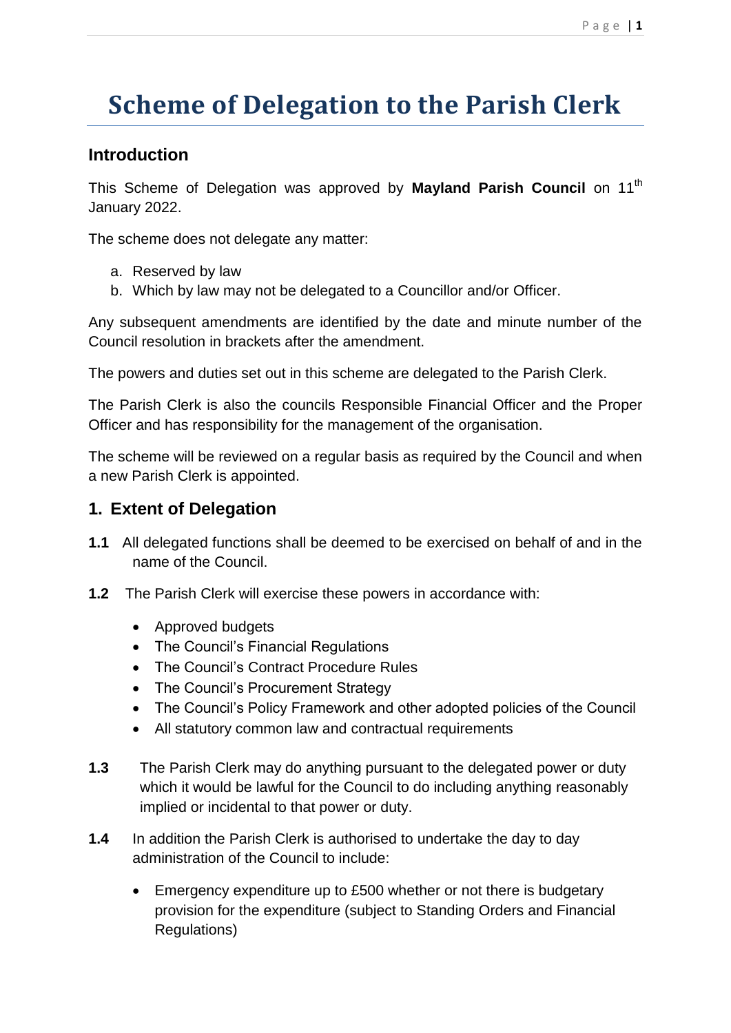# Scheme of Delegation to the Parish Clerk

## Introduction

This Scheme of Delegation was approved by **Mayland Parish Council** on 11th January 2022.

The scheme does not delegate any matter:

a. Reserved by law
b. Which by law may not be delegated to a Councillor and/or Officer.

Any subsequent amendments are identified by the date and minute number of the Council resolution in brackets after the amendment.

The powers and duties set out in this scheme are delegated to the Parish Clerk.

The Parish Clerk is also the councils Responsible Financial Officer and the Proper Officer and has responsibility for the management of the organisation.

The scheme will be reviewed on a regular basis as required by the Council and when a new Parish Clerk is appointed.

## 1. Extent of Delegation

**1.1** All delegated functions shall be deemed to be exercised on behalf of and in the name of the Council.

**1.2** The Parish Clerk will exercise these powers in accordance with:

- Approved budgets
- The Council's Financial Regulations
- The Council's Contract Procedure Rules
- The Council's Procurement Strategy
- The Council's Policy Framework and other adopted policies of the Council
- All statutory common law and contractual requirements

**1.3** The Parish Clerk may do anything pursuant to the delegated power or duty which it would be lawful for the Council to do including anything reasonably implied or incidental to that power or duty.

**1.4** In addition the Parish Clerk is authorised to undertake the day to day administration of the Council to include:

- Emergency expenditure up to £500 whether or not there is budgetary provision for the expenditure (subject to Standing Orders and Financial Regulations)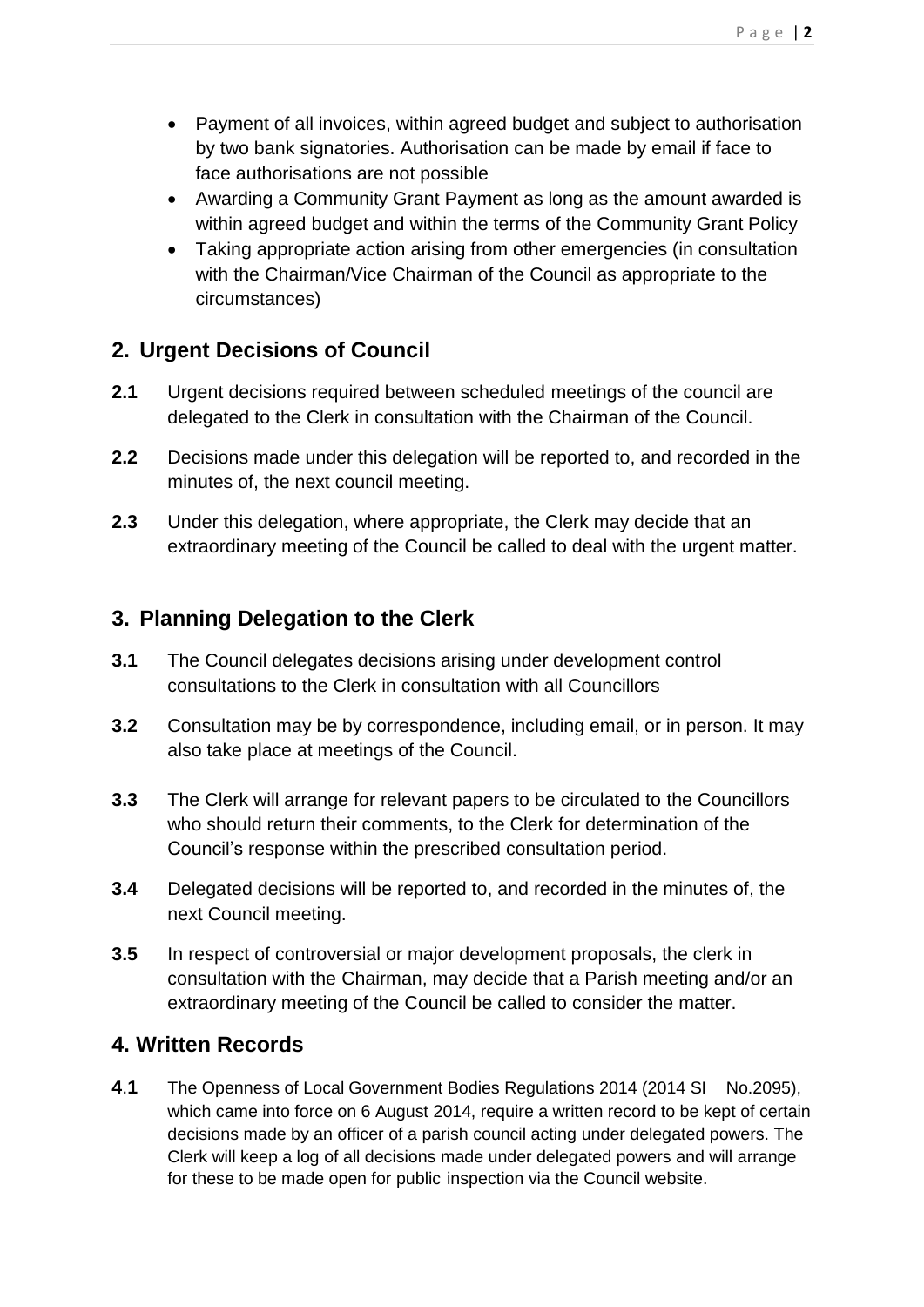- Payment of all invoices, within agreed budget and subject to authorisation by two bank signatories. Authorisation can be made by email if face to face authorisations are not possible
- Awarding a Community Grant Payment as long as the amount awarded is within agreed budget and within the terms of the Community Grant Policy
- Taking appropriate action arising from other emergencies (in consultation with the Chairman/Vice Chairman of the Council as appropriate to the circumstances)

## 2. Urgent Decisions of Council

**2.1** Urgent decisions required between scheduled meetings of the council are delegated to the Clerk in consultation with the Chairman of the Council.

**2.2** Decisions made under this delegation will be reported to, and recorded in the minutes of, the next council meeting.

**2.3** Under this delegation, where appropriate, the Clerk may decide that an extraordinary meeting of the Council be called to deal with the urgent matter.

## 3. Planning Delegation to the Clerk

**3.1** The Council delegates decisions arising under development control consultations to the Clerk in consultation with all Councillors

**3.2** Consultation may be by correspondence, including email, or in person. It may also take place at meetings of the Council.

**3.3** The Clerk will arrange for relevant papers to be circulated to the Councillors who should return their comments, to the Clerk for determination of the Council's response within the prescribed consultation period.

**3.4** Delegated decisions will be reported to, and recorded in the minutes of, the next Council meeting.

**3.5** In respect of controversial or major development proposals, the clerk in consultation with the Chairman, may decide that a Parish meeting and/or an extraordinary meeting of the Council be called to consider the matter.

## 4. Written Records

**4.1** The Openness of Local Government Bodies Regulations 2014 (2014 SI No.2095), which came into force on 6 August 2014, require a written record to be kept of certain decisions made by an officer of a parish council acting under delegated powers. The Clerk will keep a log of all decisions made under delegated powers and will arrange for these to be made open for public inspection via the Council website.